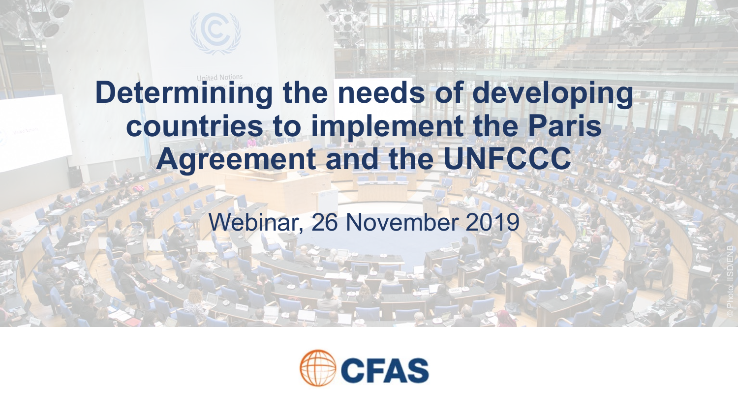# Determining the needs of developing countries to implement the Paris Agreement and the UNFCCC

Webinar, 26 November 2019

CFAS

© Photo: IISD/ENB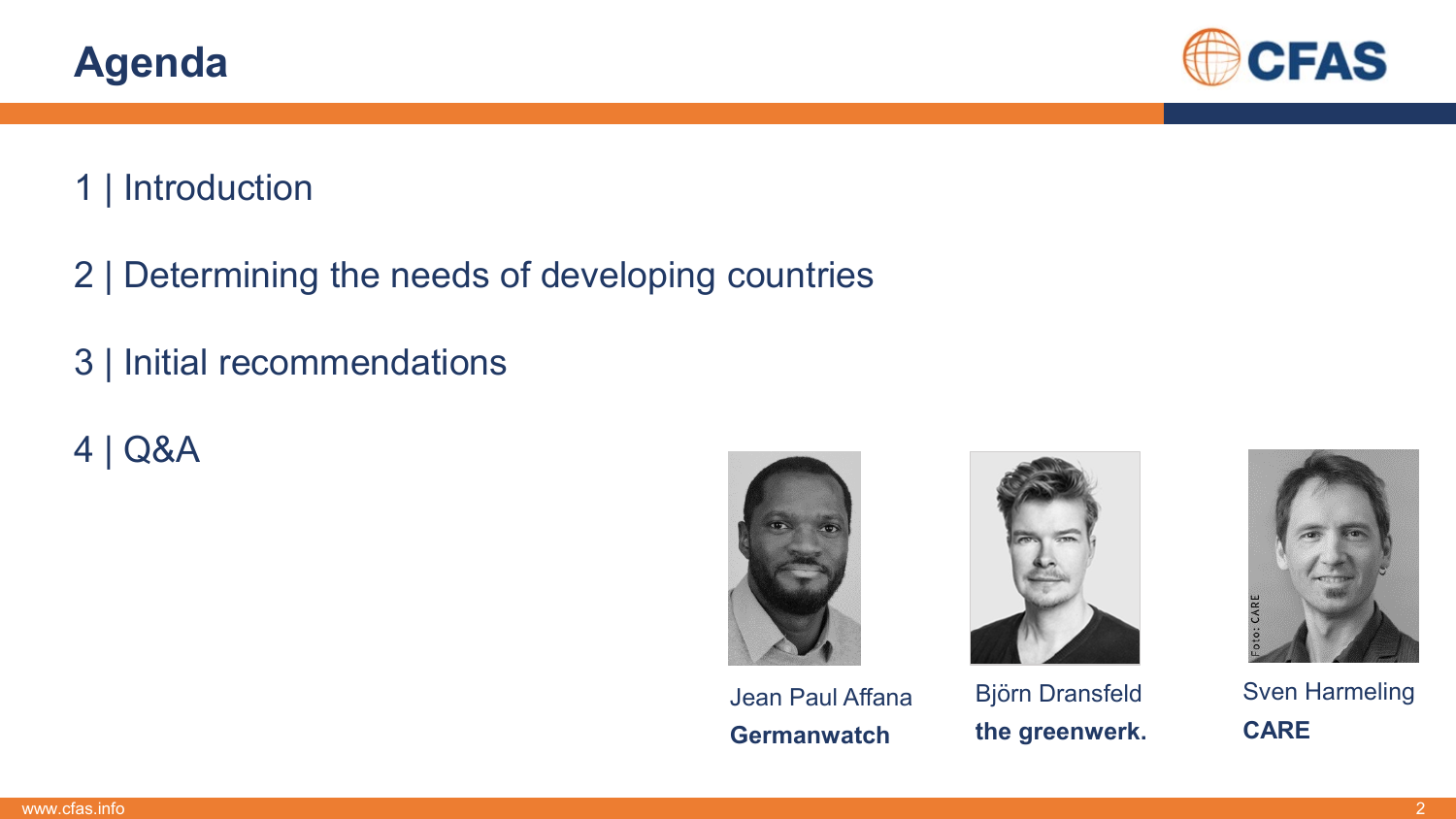# Agenda

1 | Introduction

2 | Determining the needs of developing countries

3 | Initial recommendations

4 | Q&A

Jean Paul Affana
**Germanwatch**

Björn Dransfeld
**the greenwerk.**

Sven Harmeling
**CARE**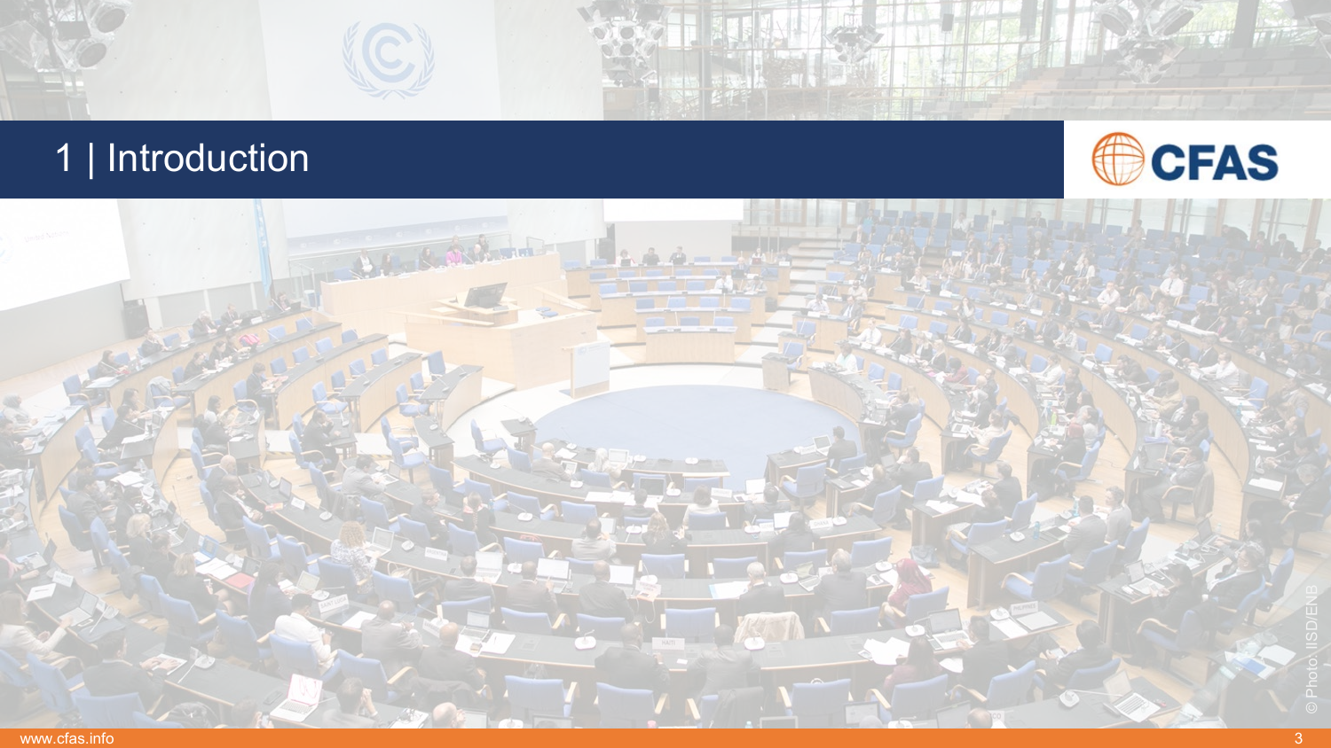# 1 | Introduction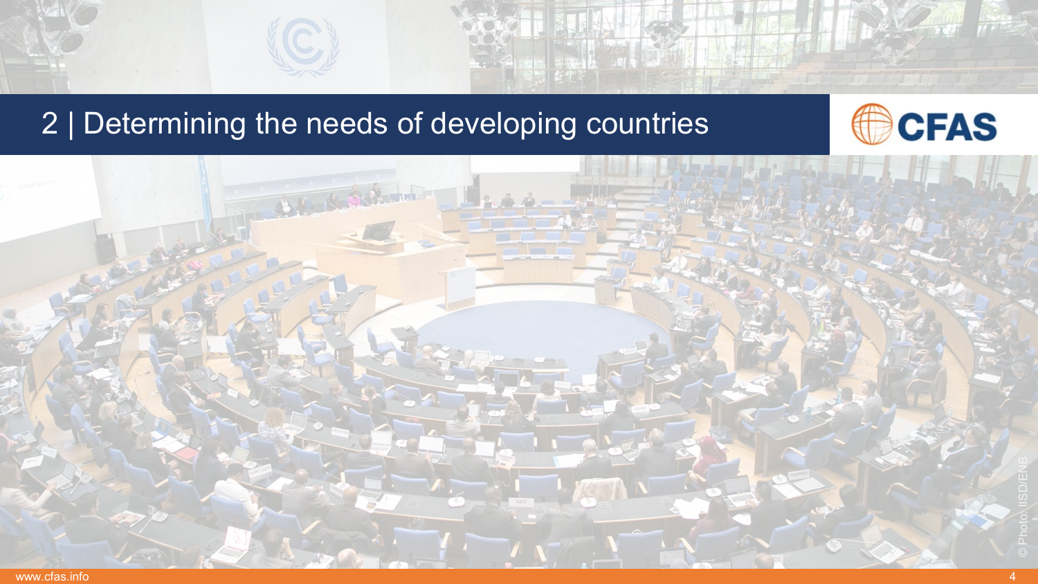# 2 | Determining the needs of developing countries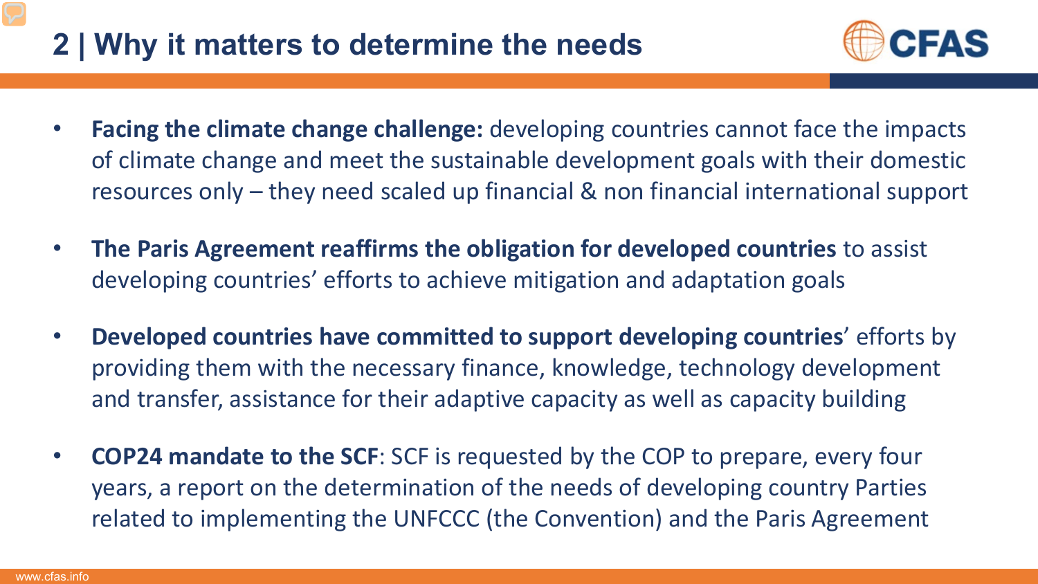## 2 | Why it matters to determine the needs

- **Facing the climate change challenge:** developing countries cannot face the impacts of climate change and meet the sustainable development goals with their domestic resources only – they need scaled up financial & non financial international support
- **The Paris Agreement reaffirms the obligation for developed countries** to assist developing countries' efforts to achieve mitigation and adaptation goals
- **Developed countries have committed to support developing countries**' efforts by providing them with the necessary finance, knowledge, technology development and transfer, assistance for their adaptive capacity as well as capacity building
- **COP24 mandate to the SCF**: SCF is requested by the COP to prepare, every four years, a report on the determination of the needs of developing country Parties related to implementing the UNFCCC (the Convention) and the Paris Agreement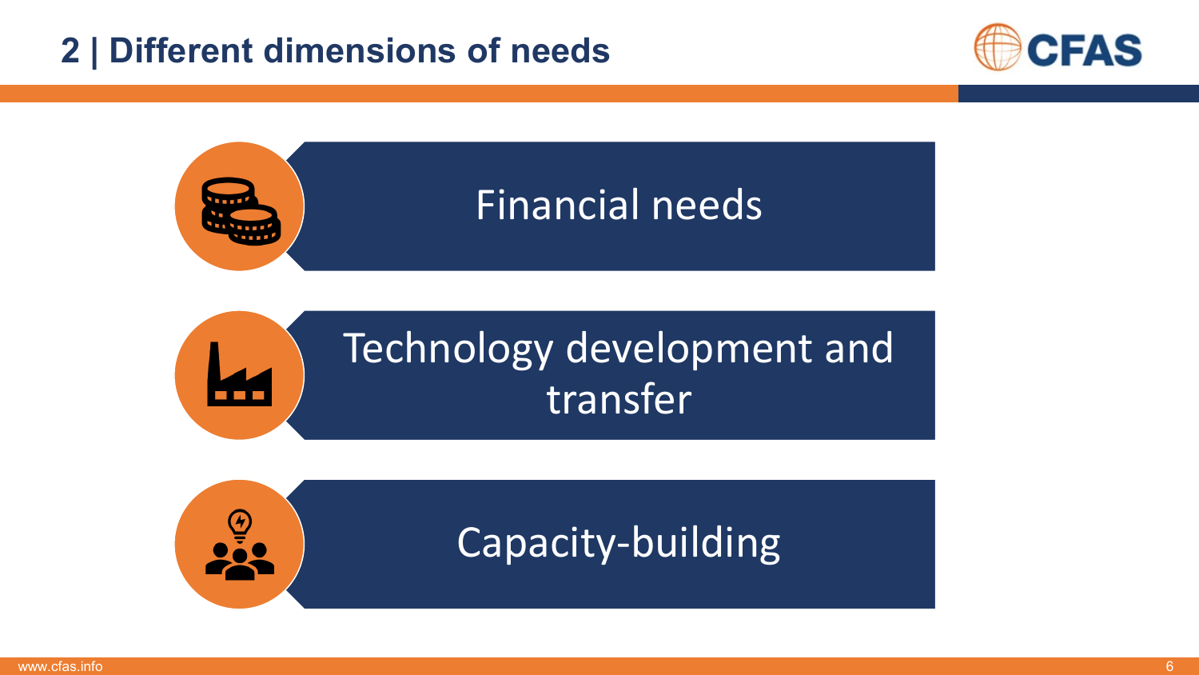## 2 | Different dimensions of needs

- Financial needs
- Technology development and transfer
- Capacity-building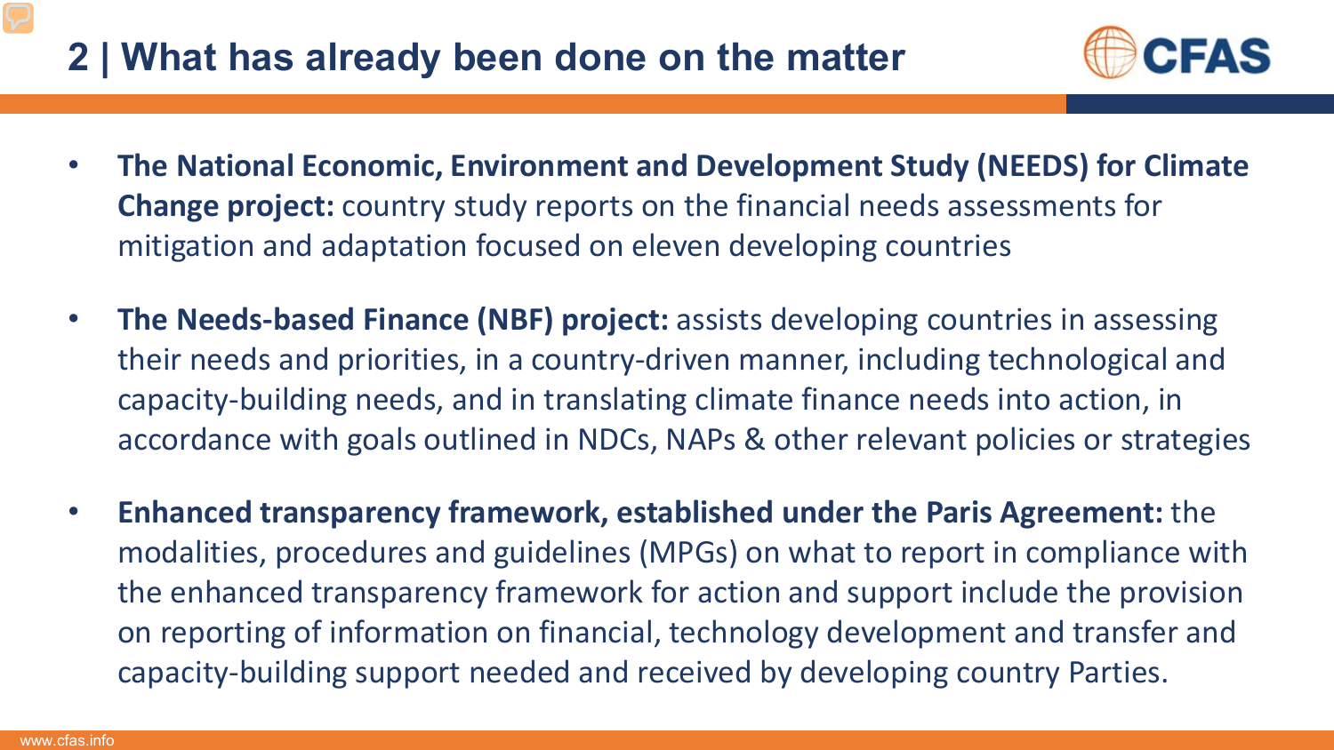## 2 | What has already been done on the matter

- **The National Economic, Environment and Development Study (NEEDS) for Climate Change project:** country study reports on the financial needs assessments for mitigation and adaptation focused on eleven developing countries
- **The Needs-based Finance (NBF) project:** assists developing countries in assessing their needs and priorities, in a country-driven manner, including technological and capacity-building needs, and in translating climate finance needs into action, in accordance with goals outlined in NDCs, NAPs & other relevant policies or strategies
- **Enhanced transparency framework, established under the Paris Agreement:** the modalities, procedures and guidelines (MPGs) on what to report in compliance with the enhanced transparency framework for action and support include the provision on reporting of information on financial, technology development and transfer and capacity-building support needed and received by developing country Parties.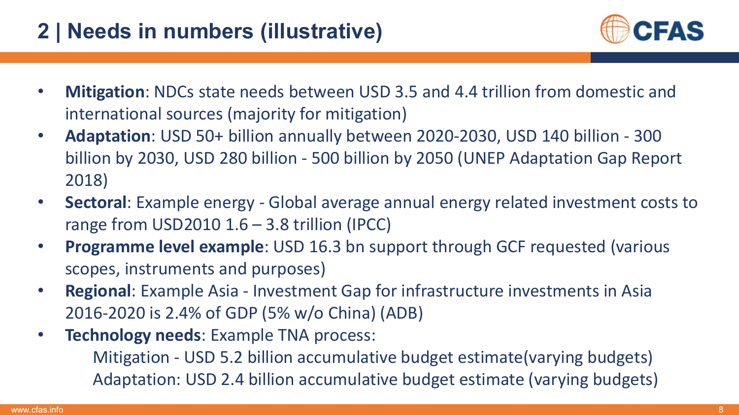## 2 | Needs in numbers (illustrative)

- **Mitigation**: NDCs state needs between USD 3.5 and 4.4 trillion from domestic and international sources (majority for mitigation)
- **Adaptation**: USD 50+ billion annually between 2020-2030, USD 140 billion - 300 billion by 2030, USD 280 billion - 500 billion by 2050 (UNEP Adaptation Gap Report 2018)
- **Sectoral**: Example energy - Global average annual energy related investment costs to range from USD2010 1.6 – 3.8 trillion (IPCC)
- **Programme level example**: USD 16.3 bn support through GCF requested (various scopes, instruments and purposes)
- **Regional**: Example Asia - Investment Gap for infrastructure investments in Asia 2016-2020 is 2.4% of GDP (5% w/o China) (ADB)
- **Technology needs**: Example TNA process:
  - Mitigation - USD 5.2 billion accumulative budget estimate(varying budgets)
  - Adaptation: USD 2.4 billion accumulative budget estimate (varying budgets)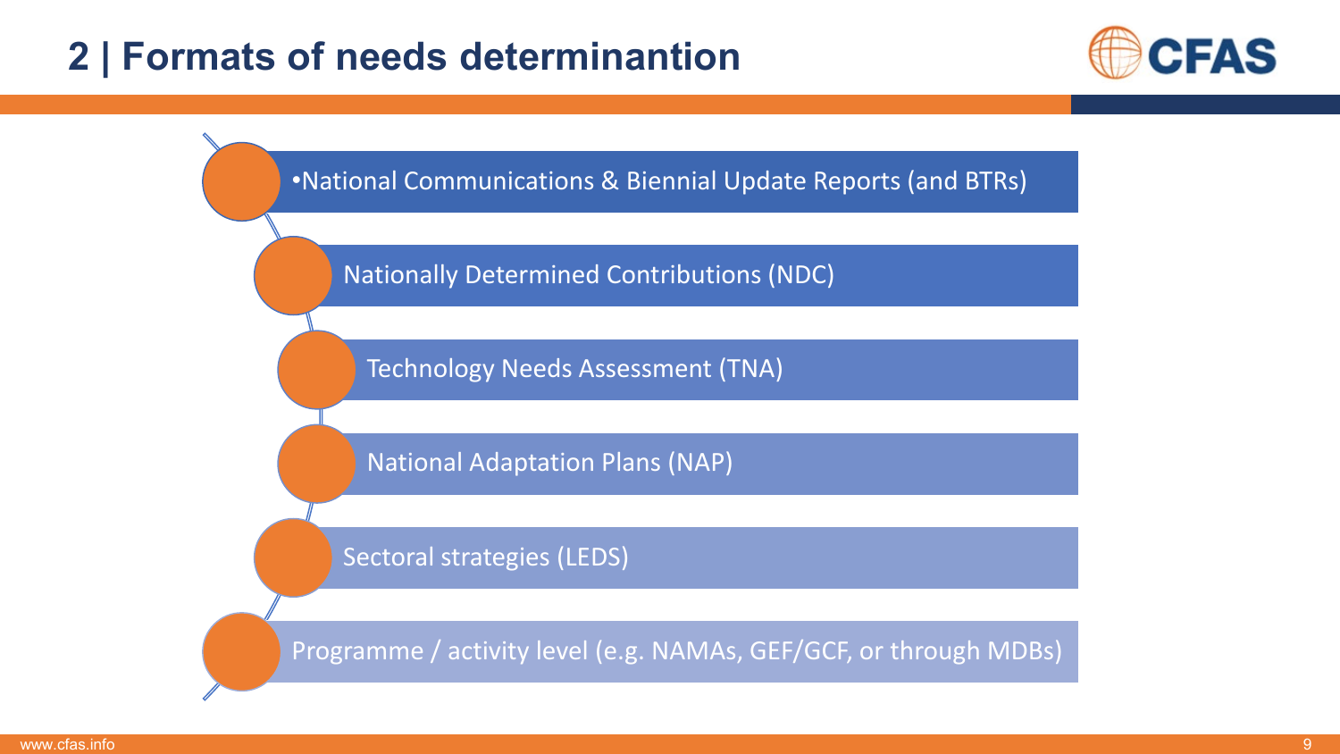## 2 | Formats of needs determinantion

- National Communications & Biennial Update Reports (and BTRs)
- Nationally Determined Contributions (NDC)
- Technology Needs Assessment (TNA)
- National Adaptation Plans (NAP)
- Sectoral strategies (LEDS)
- Programme / activity level (e.g. NAMAs, GEF/GCF, or through MDBs)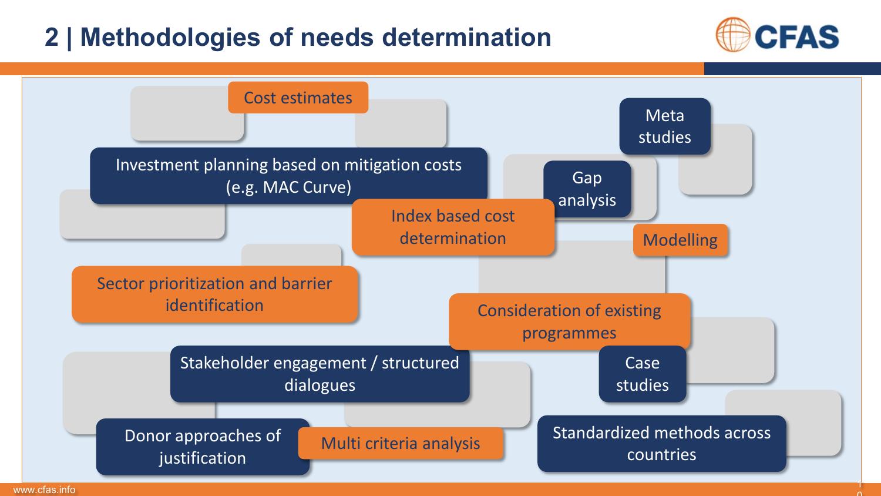## 2 | Methodologies of needs determination

- Cost estimates
- Meta studies
- Investment planning based on mitigation costs (e.g. MAC Curve)
- Gap analysis
- Index based cost determination
- Modelling
- Sector prioritization and barrier identification
- Consideration of existing programmes
- Stakeholder engagement / structured dialogues
- Case studies
- Donor approaches of justification
- Multi criteria analysis
- Standardized methods across countries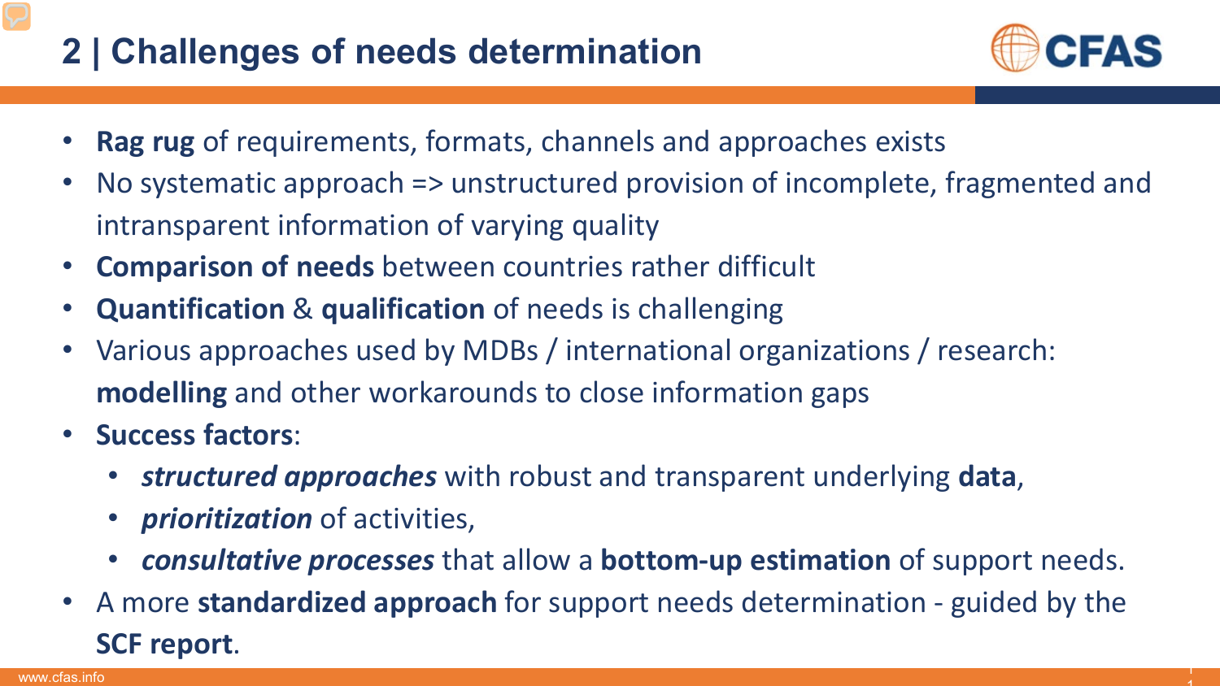## 2 | Challenges of needs determination

- **Rag rug** of requirements, formats, channels and approaches exists
- No systematic approach => unstructured provision of incomplete, fragmented and intransparent information of varying quality
- **Comparison of needs** between countries rather difficult
- **Quantification** & **qualification** of needs is challenging
- Various approaches used by MDBs / international organizations / research: **modelling** and other workarounds to close information gaps
- **Success factors**:
  - ***structured approaches*** with robust and transparent underlying **data**,
  - ***prioritization*** of activities,
  - ***consultative processes*** that allow a **bottom-up estimation** of support needs.
- A more **standardized approach** for support needs determination - guided by the **SCF report**.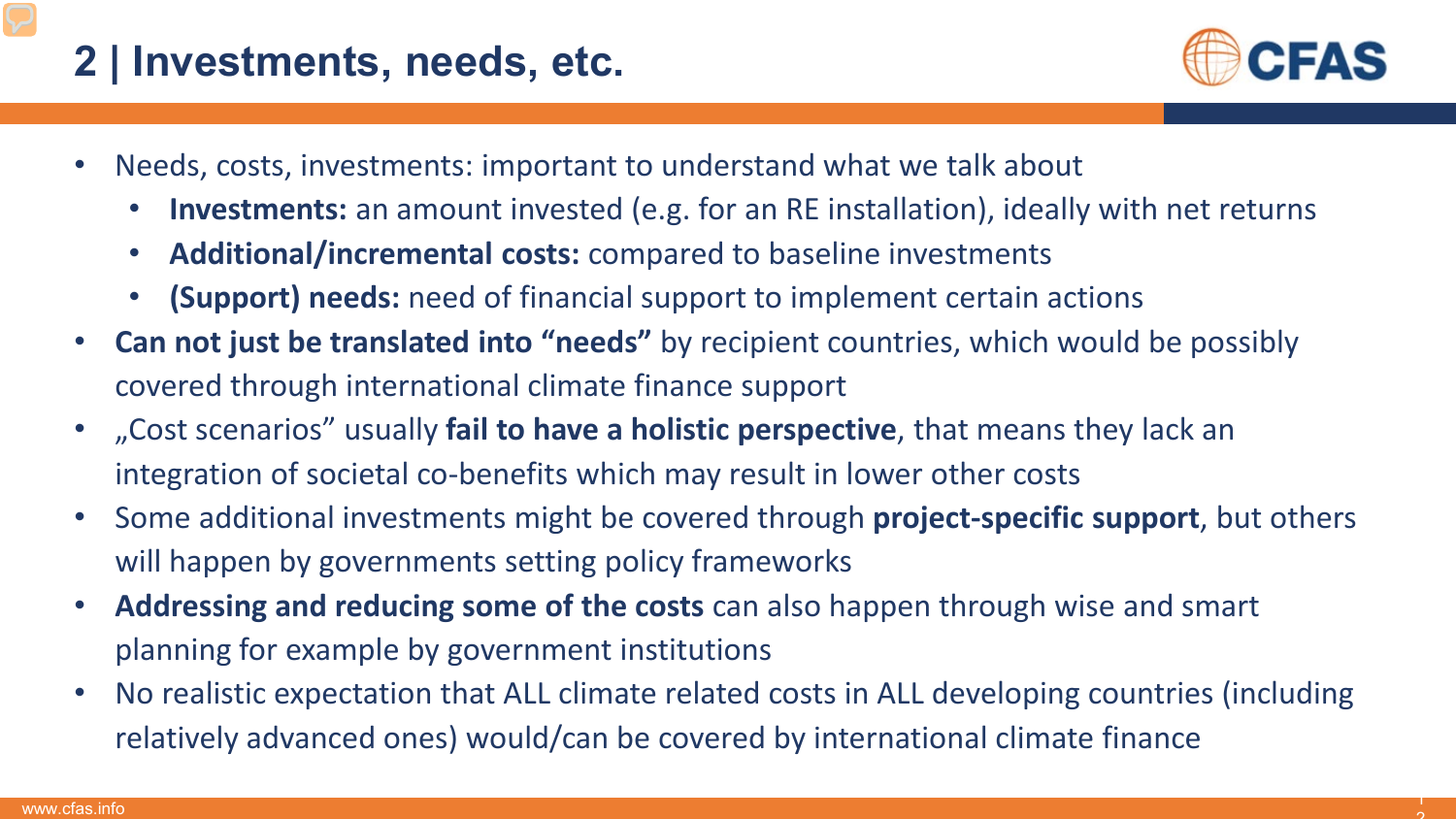## 2 | Investments, needs, etc.

- Needs, costs, investments: important to understand what we talk about
  - **Investments:** an amount invested (e.g. for an RE installation), ideally with net returns
  - **Additional/incremental costs:** compared to baseline investments
  - **(Support) needs:** need of financial support to implement certain actions
- **Can not just be translated into "needs"** by recipient countries, which would be possibly covered through international climate finance support
- „Cost scenarios" usually **fail to have a holistic perspective**, that means they lack an integration of societal co-benefits which may result in lower other costs
- Some additional investments might be covered through **project-specific support**, but others will happen by governments setting policy frameworks
- **Addressing and reducing some of the costs** can also happen through wise and smart planning for example by government institutions
- No realistic expectation that ALL climate related costs in ALL developing countries (including relatively advanced ones) would/can be covered by international climate finance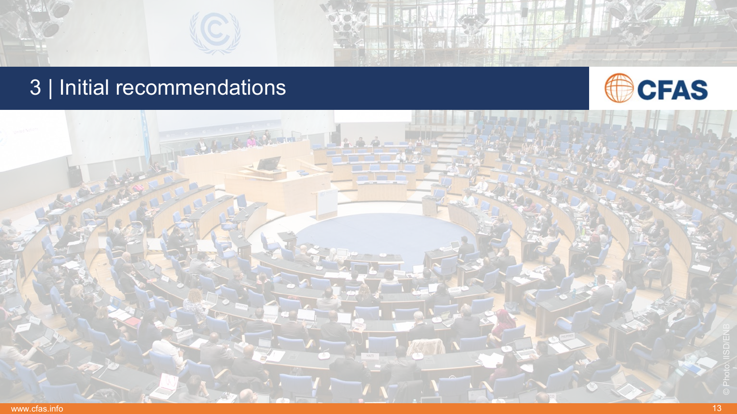# 3 | Initial recommendations

© Photo: IISD/ENB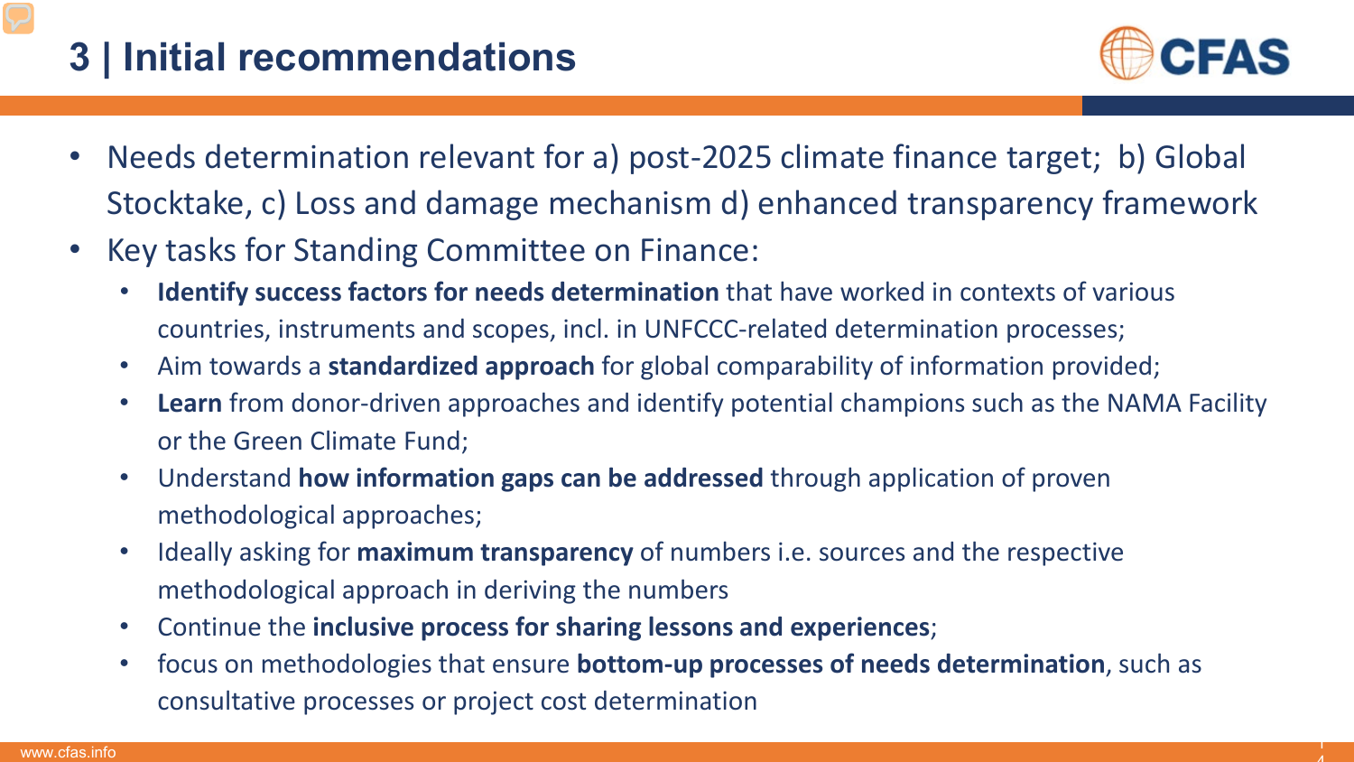# 3 | Initial recommendations

- Needs determination relevant for a) post-2025 climate finance target; b) Global Stocktake, c) Loss and damage mechanism d) enhanced transparency framework
- Key tasks for Standing Committee on Finance:
  - **Identify success factors for needs determination** that have worked in contexts of various countries, instruments and scopes, incl. in UNFCCC-related determination processes;
  - Aim towards a **standardized approach** for global comparability of information provided;
  - **Learn** from donor-driven approaches and identify potential champions such as the NAMA Facility or the Green Climate Fund;
  - Understand **how information gaps can be addressed** through application of proven methodological approaches;
  - Ideally asking for **maximum transparency** of numbers i.e. sources and the respective methodological approach in deriving the numbers
  - Continue the **inclusive process for sharing lessons and experiences**;
  - focus on methodologies that ensure **bottom-up processes of needs determination**, such as consultative processes or project cost determination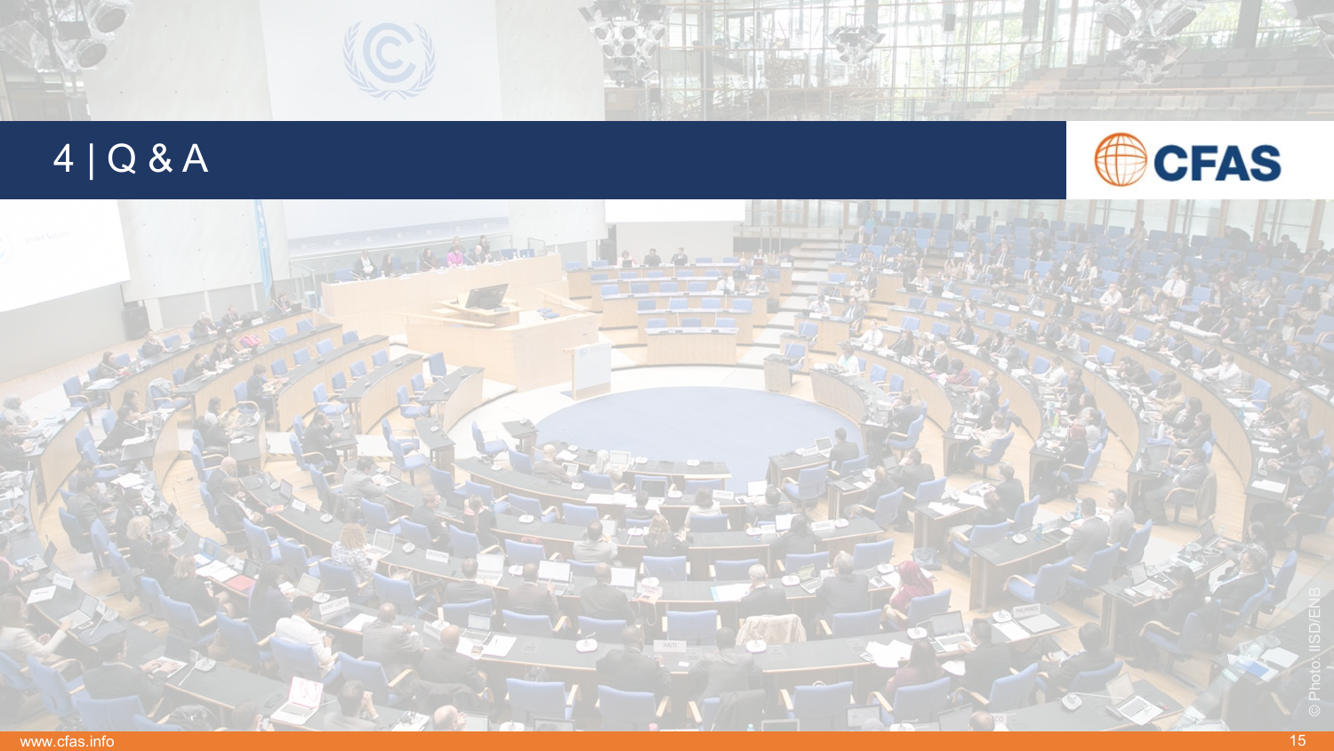# 4 | Q & A

© Photo: IISD/ENB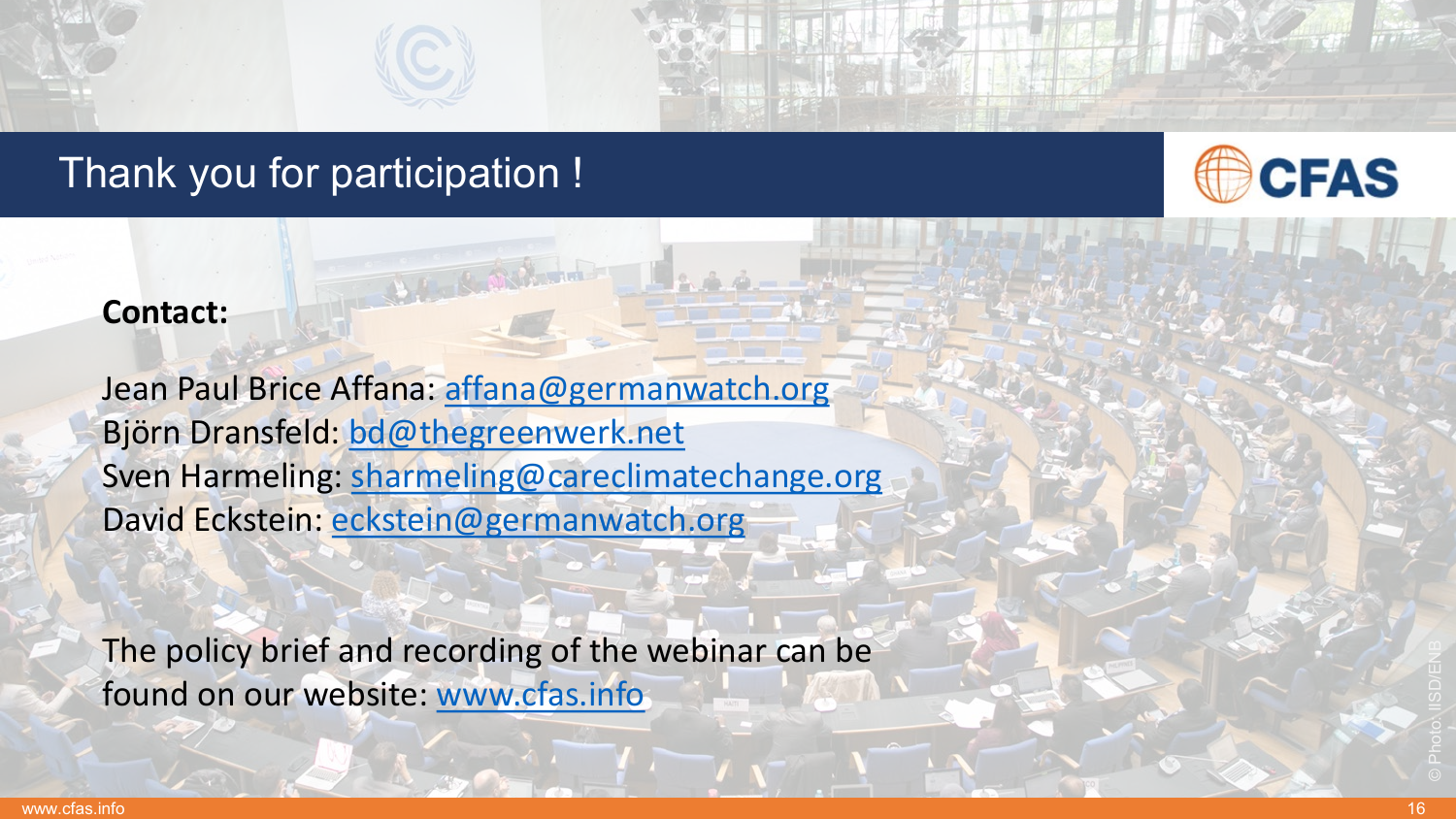# Thank you for participation !

CFAS

**Contact:**

Jean Paul Brice Affana: affana@germanwatch.org
Björn Dransfeld: bd@thegreenwerk.net
Sven Harmeling: sharmeling@careclimatechange.org
David Eckstein: eckstein@germanwatch.org

The policy brief and recording of the webinar can be found on our website: www.cfas.info

© Photo: IISD/ENB